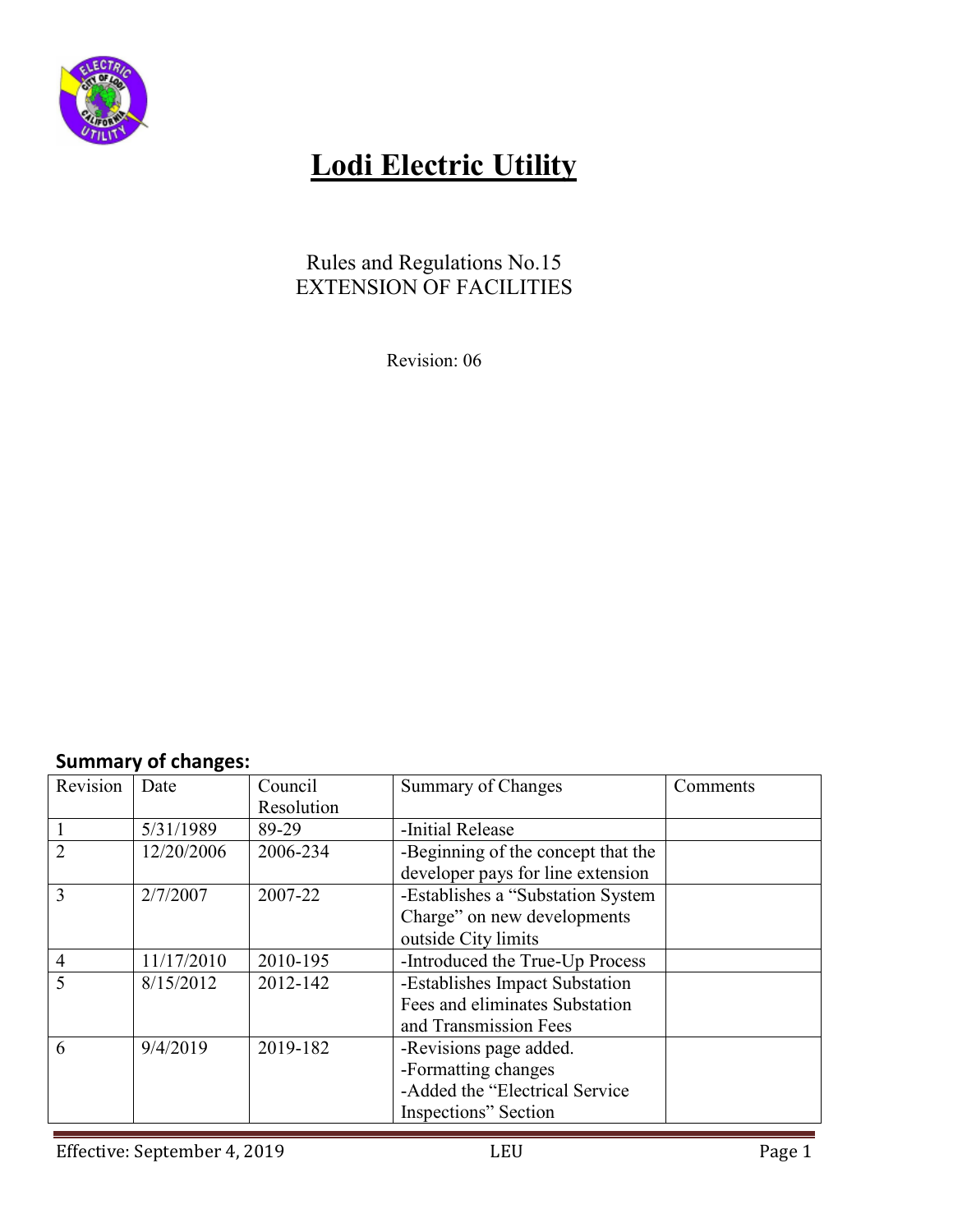# Lodi Electric Utility

Rules and Regulations No.15
EXTENSION OF FACILITIES

Revision: 06

## Summary of changes:

| Revision | Date | Council Resolution | Summary of Changes | Comments |
|---|---|---|---|---|
| 1 | 5/31/1989 | 89-29 | -Initial Release | |
| 2 | 12/20/2006 | 2006-234 | -Beginning of the concept that the developer pays for line extension | |
| 3 | 2/7/2007 | 2007-22 | -Establishes a "Substation System Charge" on new developments outside City limits | |
| 4 | 11/17/2010 | 2010-195 | -Introduced the True-Up Process | |
| 5 | 8/15/2012 | 2012-142 | -Establishes Impact Substation Fees and eliminates Substation and Transmission Fees | |
| 6 | 9/4/2019 | 2019-182 | -Revisions page added.<br>-Formatting changes<br>-Added the "Electrical Service Inspections" Section | |

Effective: September 4, 2019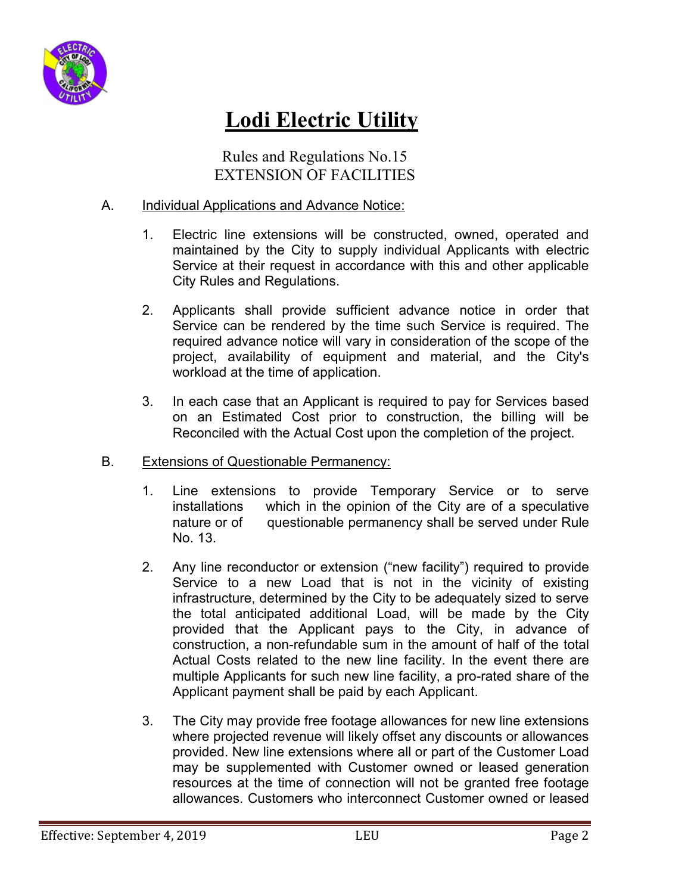# Lodi Electric Utility

Rules and Regulations No.15
EXTENSION OF FACILITIES

A. Individual Applications and Advance Notice:

1. Electric line extensions will be constructed, owned, operated and maintained by the City to supply individual Applicants with electric Service at their request in accordance with this and other applicable City Rules and Regulations.

2. Applicants shall provide sufficient advance notice in order that Service can be rendered by the time such Service is required. The required advance notice will vary in consideration of the scope of the project, availability of equipment and material, and the City's workload at the time of application.

3. In each case that an Applicant is required to pay for Services based on an Estimated Cost prior to construction, the billing will be Reconciled with the Actual Cost upon the completion of the project.

B. Extensions of Questionable Permanency:

1. Line extensions to provide Temporary Service or to serve installations which in the opinion of the City are of a speculative nature or of questionable permanency shall be served under Rule No. 13.

2. Any line reconductor or extension ("new facility") required to provide Service to a new Load that is not in the vicinity of existing infrastructure, determined by the City to be adequately sized to serve the total anticipated additional Load, will be made by the City provided that the Applicant pays to the City, in advance of construction, a non-refundable sum in the amount of half of the total Actual Costs related to the new line facility. In the event there are multiple Applicants for such new line facility, a pro-rated share of the Applicant payment shall be paid by each Applicant.

3. The City may provide free footage allowances for new line extensions where projected revenue will likely offset any discounts or allowances provided. New line extensions where all or part of the Customer Load may be supplemented with Customer owned or leased generation resources at the time of connection will not be granted free footage allowances. Customers who interconnect Customer owned or leased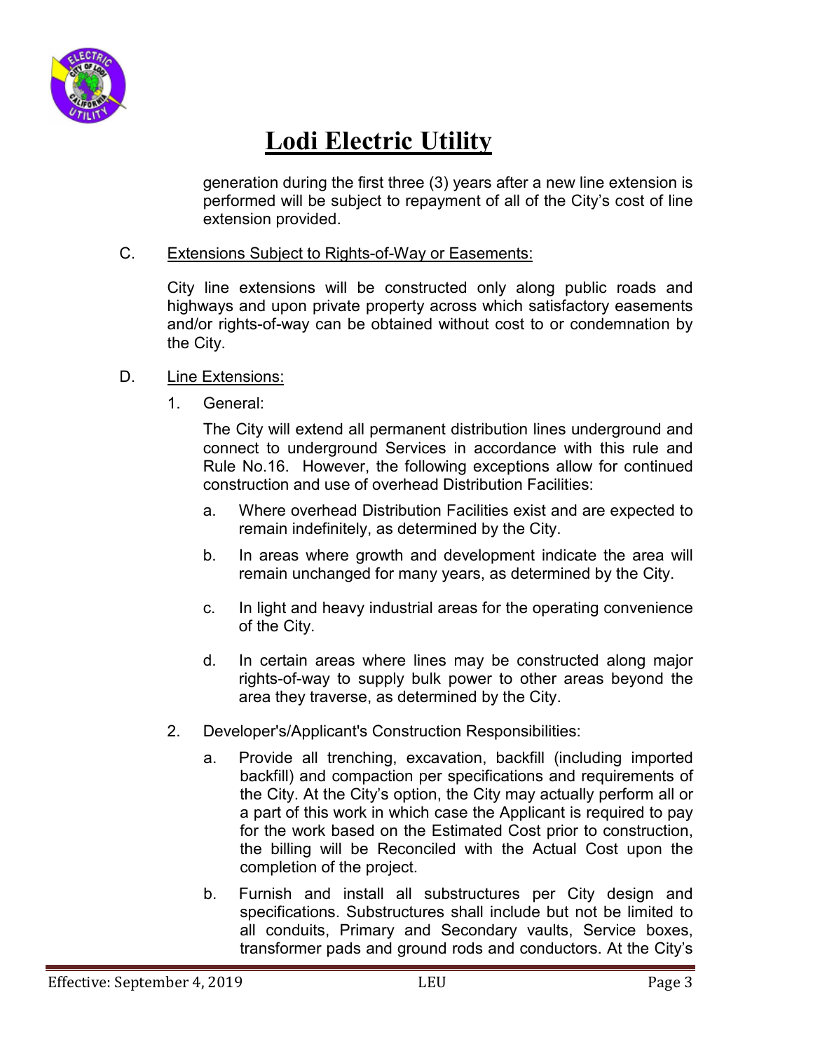generation during the first three (3) years after a new line extension is performed will be subject to repayment of all of the City's cost of line extension provided.

C. Extensions Subject to Rights-of-Way or Easements:

City line extensions will be constructed only along public roads and highways and upon private property across which satisfactory easements and/or rights-of-way can be obtained without cost to or condemnation by the City.

D. Line Extensions:

1. General:

   The City will extend all permanent distribution lines underground and connect to underground Services in accordance with this rule and Rule No.16. However, the following exceptions allow for continued construction and use of overhead Distribution Facilities:

   a. Where overhead Distribution Facilities exist and are expected to remain indefinitely, as determined by the City.

   b. In areas where growth and development indicate the area will remain unchanged for many years, as determined by the City.

   c. In light and heavy industrial areas for the operating convenience of the City.

   d. In certain areas where lines may be constructed along major rights-of-way to supply bulk power to other areas beyond the area they traverse, as determined by the City.

2. Developer's/Applicant's Construction Responsibilities:

   a. Provide all trenching, excavation, backfill (including imported backfill) and compaction per specifications and requirements of the City. At the City's option, the City may actually perform all or a part of this work in which case the Applicant is required to pay for the work based on the Estimated Cost prior to construction, the billing will be Reconciled with the Actual Cost upon the completion of the project.

   b. Furnish and install all substructures per City design and specifications. Substructures shall include but not be limited to all conduits, Primary and Secondary vaults, Service boxes, transformer pads and ground rods and conductors. At the City's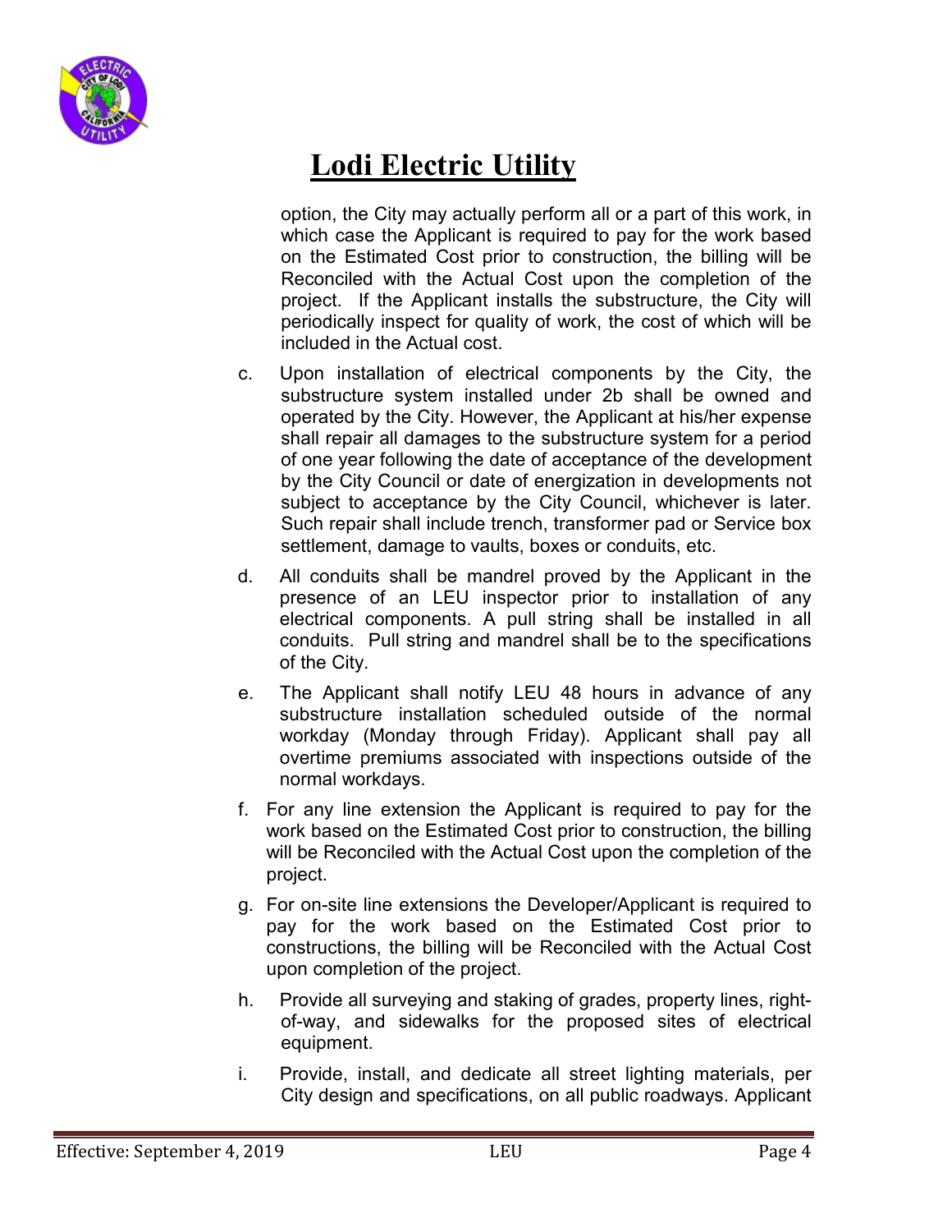# Lodi Electric Utility

option, the City may actually perform all or a part of this work, in which case the Applicant is required to pay for the work based on the Estimated Cost prior to construction, the billing will be Reconciled with the Actual Cost upon the completion of the project. If the Applicant installs the substructure, the City will periodically inspect for quality of work, the cost of which will be included in the Actual cost.

c. Upon installation of electrical components by the City, the substructure system installed under 2b shall be owned and operated by the City. However, the Applicant at his/her expense shall repair all damages to the substructure system for a period of one year following the date of acceptance of the development by the City Council or date of energization in developments not subject to acceptance by the City Council, whichever is later. Such repair shall include trench, transformer pad or Service box settlement, damage to vaults, boxes or conduits, etc.

d. All conduits shall be mandrel proved by the Applicant in the presence of an LEU inspector prior to installation of any electrical components. A pull string shall be installed in all conduits. Pull string and mandrel shall be to the specifications of the City.

e. The Applicant shall notify LEU 48 hours in advance of any substructure installation scheduled outside of the normal workday (Monday through Friday). Applicant shall pay all overtime premiums associated with inspections outside of the normal workdays.

f. For any line extension the Applicant is required to pay for the work based on the Estimated Cost prior to construction, the billing will be Reconciled with the Actual Cost upon the completion of the project.

g. For on-site line extensions the Developer/Applicant is required to pay for the work based on the Estimated Cost prior to constructions, the billing will be Reconciled with the Actual Cost upon completion of the project.

h. Provide all surveying and staking of grades, property lines, right-of-way, and sidewalks for the proposed sites of electrical equipment.

i. Provide, install, and dedicate all street lighting materials, per City design and specifications, on all public roadways. Applicant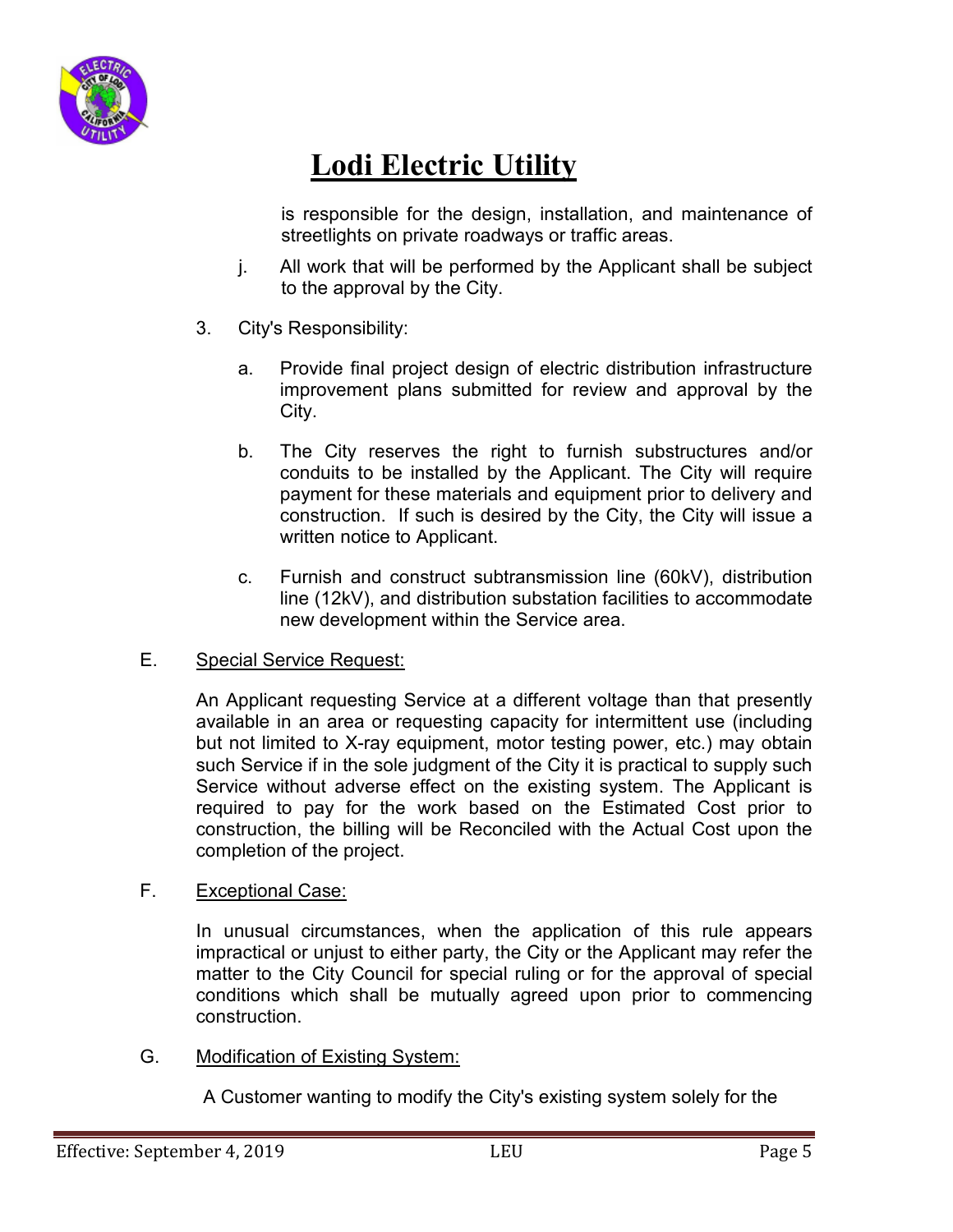is responsible for the design, installation, and maintenance of streetlights on private roadways or traffic areas.

j. All work that will be performed by the Applicant shall be subject to the approval by the City.

3. City's Responsibility:

a. Provide final project design of electric distribution infrastructure improvement plans submitted for review and approval by the City.

b. The City reserves the right to furnish substructures and/or conduits to be installed by the Applicant. The City will require payment for these materials and equipment prior to delivery and construction. If such is desired by the City, the City will issue a written notice to Applicant.

c. Furnish and construct subtransmission line (60kV), distribution line (12kV), and distribution substation facilities to accommodate new development within the Service area.

E. <u>Special Service Request:</u>

An Applicant requesting Service at a different voltage than that presently available in an area or requesting capacity for intermittent use (including but not limited to X-ray equipment, motor testing power, etc.) may obtain such Service if in the sole judgment of the City it is practical to supply such Service without adverse effect on the existing system. The Applicant is required to pay for the work based on the Estimated Cost prior to construction, the billing will be Reconciled with the Actual Cost upon the completion of the project.

F. <u>Exceptional Case:</u>

In unusual circumstances, when the application of this rule appears impractical or unjust to either party, the City or the Applicant may refer the matter to the City Council for special ruling or for the approval of special conditions which shall be mutually agreed upon prior to commencing construction.

G. <u>Modification of Existing System:</u>

A Customer wanting to modify the City's existing system solely for the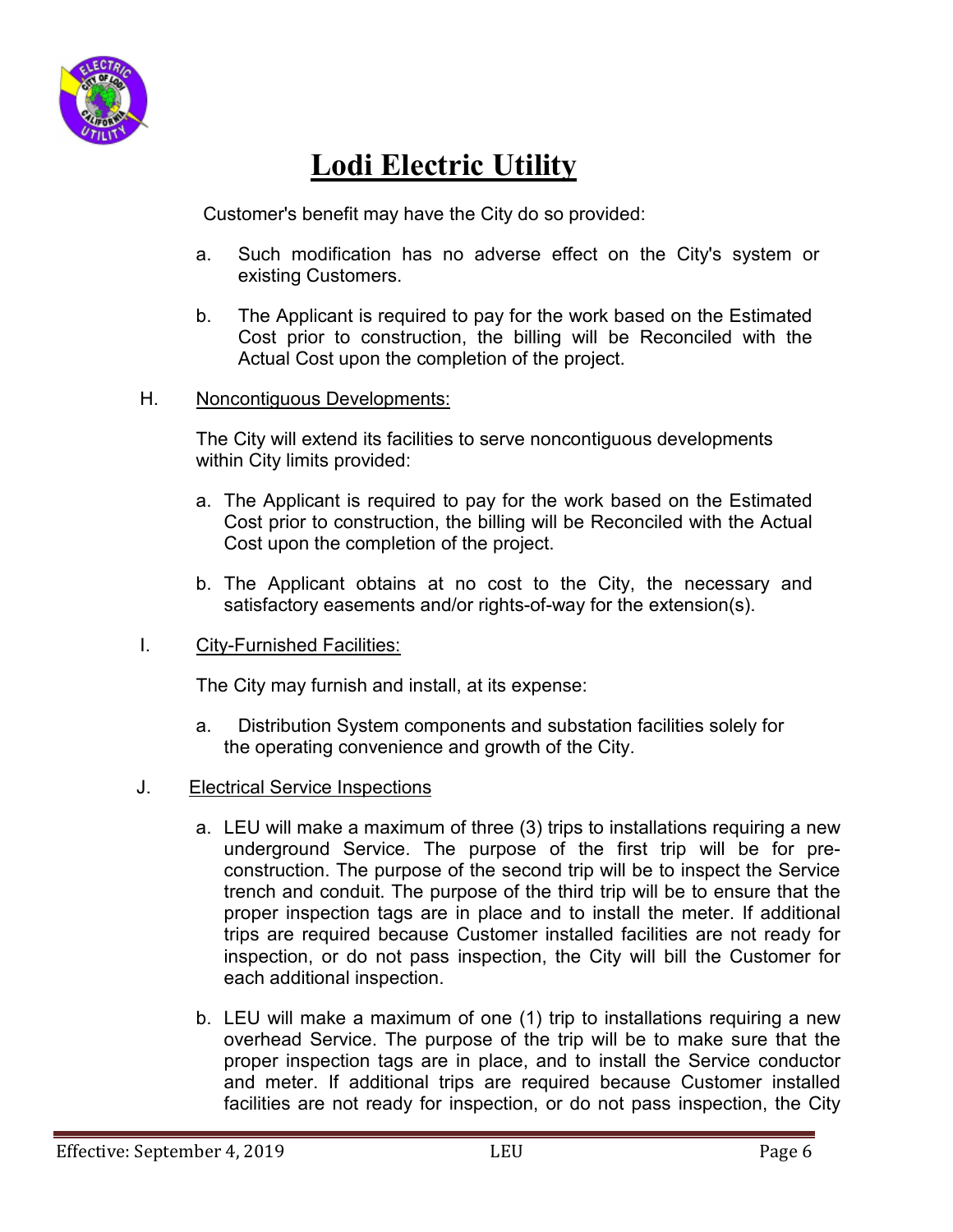Customer's benefit may have the City do so provided:

a. Such modification has no adverse effect on the City's system or existing Customers.

b. The Applicant is required to pay for the work based on the Estimated Cost prior to construction, the billing will be Reconciled with the Actual Cost upon the completion of the project.

H. Noncontiguous Developments:

The City will extend its facilities to serve noncontiguous developments within City limits provided:

a. The Applicant is required to pay for the work based on the Estimated Cost prior to construction, the billing will be Reconciled with the Actual Cost upon the completion of the project.

b. The Applicant obtains at no cost to the City, the necessary and satisfactory easements and/or rights-of-way for the extension(s).

I. City-Furnished Facilities:

The City may furnish and install, at its expense:

a. Distribution System components and substation facilities solely for the operating convenience and growth of the City.

J. Electrical Service Inspections

a. LEU will make a maximum of three (3) trips to installations requiring a new underground Service. The purpose of the first trip will be for pre-construction. The purpose of the second trip will be to inspect the Service trench and conduit. The purpose of the third trip will be to ensure that the proper inspection tags are in place and to install the meter. If additional trips are required because Customer installed facilities are not ready for inspection, or do not pass inspection, the City will bill the Customer for each additional inspection.

b. LEU will make a maximum of one (1) trip to installations requiring a new overhead Service. The purpose of the trip will be to make sure that the proper inspection tags are in place, and to install the Service conductor and meter. If additional trips are required because Customer installed facilities are not ready for inspection, or do not pass inspection, the City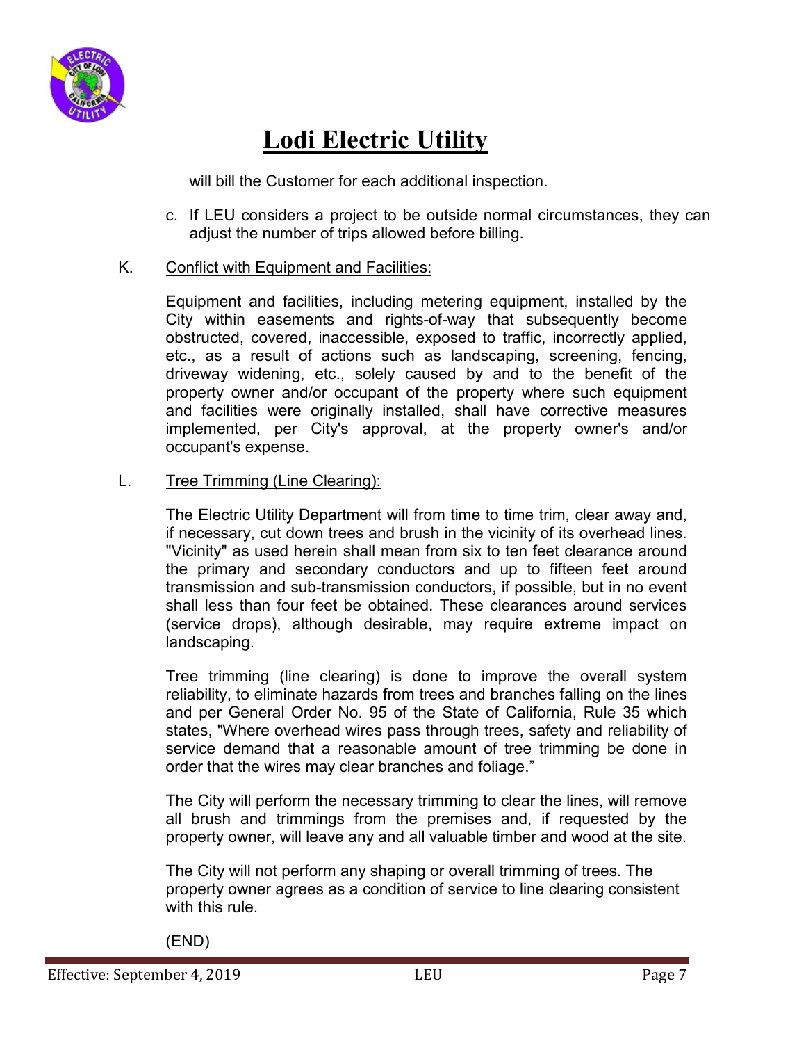will bill the Customer for each additional inspection.

c. If LEU considers a project to be outside normal circumstances, they can adjust the number of trips allowed before billing.

K. Conflict with Equipment and Facilities:

Equipment and facilities, including metering equipment, installed by the City within easements and rights-of-way that subsequently become obstructed, covered, inaccessible, exposed to traffic, incorrectly applied, etc., as a result of actions such as landscaping, screening, fencing, driveway widening, etc., solely caused by and to the benefit of the property owner and/or occupant of the property where such equipment and facilities were originally installed, shall have corrective measures implemented, per City's approval, at the property owner's and/or occupant's expense.

L. Tree Trimming (Line Clearing):

The Electric Utility Department will from time to time trim, clear away and, if necessary, cut down trees and brush in the vicinity of its overhead lines. "Vicinity" as used herein shall mean from six to ten feet clearance around the primary and secondary conductors and up to fifteen feet around transmission and sub-transmission conductors, if possible, but in no event shall less than four feet be obtained. These clearances around services (service drops), although desirable, may require extreme impact on landscaping.

Tree trimming (line clearing) is done to improve the overall system reliability, to eliminate hazards from trees and branches falling on the lines and per General Order No. 95 of the State of California, Rule 35 which states, "Where overhead wires pass through trees, safety and reliability of service demand that a reasonable amount of tree trimming be done in order that the wires may clear branches and foliage."

The City will perform the necessary trimming to clear the lines, will remove all brush and trimmings from the premises and, if requested by the property owner, will leave any and all valuable timber and wood at the site.

The City will not perform any shaping or overall trimming of trees. The property owner agrees as a condition of service to line clearing consistent with this rule.

(END)